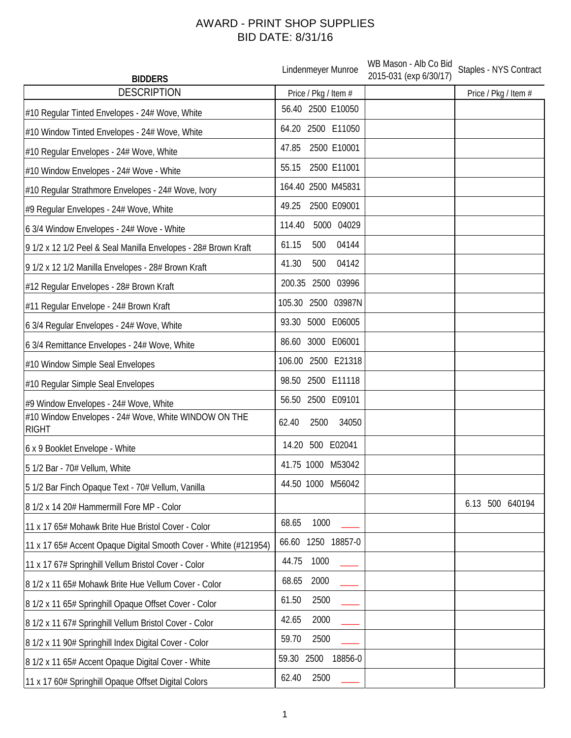# AWARD - PRINT SHOP SUPPLIES
## BID DATE: 8/31/16

| BIDDERS | Lindenmeyer Munroe | WB Mason - Alb Co Bid 2015-031 (exp 6/30/17) | Staples - NYS Contract |
|---|---|---|---|
| DESCRIPTION | Price / Pkg / Item # | | Price / Pkg / Item # |
| #10 Regular Tinted Envelopes - 24# Wove, White | 56.40 2500 E10050 | | |
| #10 Window Tinted Envelopes - 24# Wove, White | 64.20 2500 E11050 | | |
| #10 Regular Envelopes - 24# Wove, White | 47.85 2500 E10001 | | |
| #10 Window Envelopes - 24# Wove - White | 55.15 2500 E11001 | | |
| #10 Regular Strathmore Envelopes - 24# Wove, Ivory | 164.40 2500 M45831 | | |
| #9 Regular Envelopes - 24# Wove, White | 49.25 2500 E09001 | | |
| 6 3/4 Window Envelopes - 24# Wove - White | 114.40 5000 04029 | | |
| 9 1/2 x 12 1/2 Peel & Seal Manilla Envelopes - 28# Brown Kraft | 61.15 500 04144 | | |
| 9 1/2 x 12 1/2 Manilla Envelopes - 28# Brown Kraft | 41.30 500 04142 | | |
| #12 Regular Envelopes - 28# Brown Kraft | 200.35 2500 03996 | | |
| #11 Regular Envelope - 24# Brown Kraft | 105.30 2500 03987N | | |
| 6 3/4 Regular Envelopes - 24# Wove, White | 93.30 5000 E06005 | | |
| 6 3/4 Remittance Envelopes - 24# Wove, White | 86.60 3000 E06001 | | |
| #10 Window Simple Seal Envelopes | 106.00 2500 E21318 | | |
| #10 Regular Simple Seal Envelopes | 98.50 2500 E11118 | | |
| #9 Window Envelopes - 24# Wove, White | 56.50 2500 E09101 | | |
| #10 Window Envelopes - 24# Wove, White WINDOW ON THE RIGHT | 62.40 2500 34050 | | |
| 6 x 9 Booklet Envelope - White | 14.20 500 E02041 | | |
| 5 1/2 Bar - 70# Vellum, White | 41.75 1000 M53042 | | |
| 5 1/2 Bar Finch Opaque Text - 70# Vellum, Vanilla | 44.50 1000 M56042 | | |
| 8 1/2 x 14 20# Hammermill Fore MP - Color | | | 6.13 500 640194 |
| 11 x 17 65# Mohawk Brite Hue Bristol Cover - Color | 68.65 1000 ____ | | |
| 11 x 17 65# Accent Opaque Digital Smooth Cover - White (#121954) | 66.60 1250 18857-0 | | |
| 11 x 17 67# Springhill Vellum Bristol Cover - Color | 44.75 1000 ____ | | |
| 8 1/2 x 11 65# Mohawk Brite Hue Vellum Cover - Color | 68.65 2000 ____ | | |
| 8 1/2 x 11 65# Springhill Opaque Offset Cover - Color | 61.50 2500 ____ | | |
| 8 1/2 x 11 67# Springhill Vellum Bristol Cover - Color | 42.65 2000 ____ | | |
| 8 1/2 x 11 90# Springhill Index Digital Cover - Color | 59.70 2500 ____ | | |
| 8 1/2 x 11 65# Accent Opaque Digital Cover - White | 59.30 2500 18856-0 | | |
| 11 x 17 60# Springhill Opaque Offset Digital Colors | 62.40 2500 ____ | | |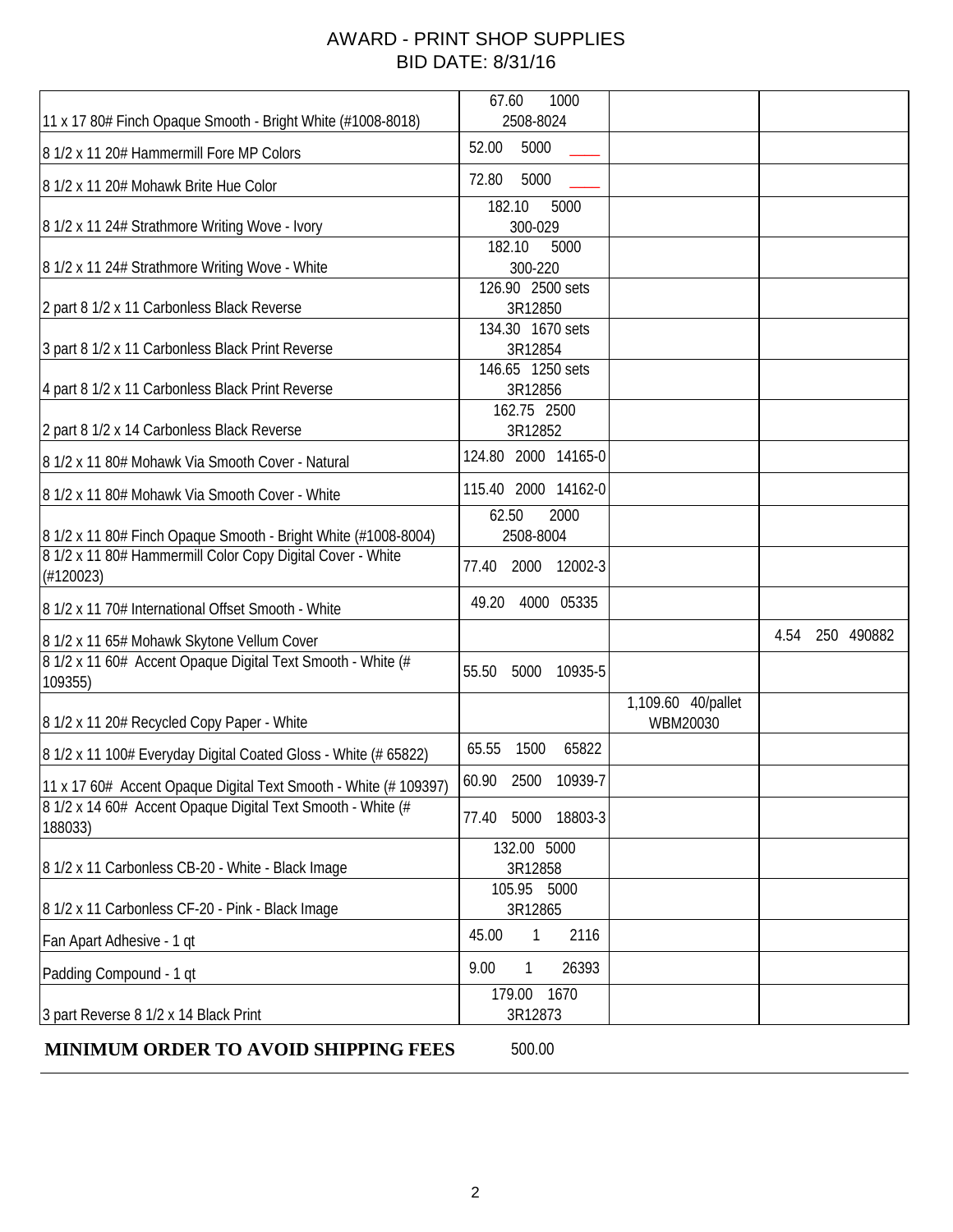# AWARD - PRINT SHOP SUPPLIES
## BID DATE: 8/31/16

| | | | |
|---|---|---|---|
| 11 x 17 80# Finch Opaque Smooth - Bright White (#1008-8018) | 67.60 1000 2508-8024 | | |
| 8 1/2 x 11 20# Hammermill Fore MP Colors | 52.00 5000 ____ | | |
| 8 1/2 x 11 20# Mohawk Brite Hue Color | 72.80 5000 ____ | | |
| 8 1/2 x 11 24# Strathmore Writing Wove - Ivory | 182.10 5000 300-029 | | |
| 8 1/2 x 11 24# Strathmore Writing Wove - White | 182.10 5000 300-220 | | |
| 2 part 8 1/2 x 11 Carbonless Black Reverse | 126.90 2500 sets 3R12850 | | |
| 3 part 8 1/2 x 11 Carbonless Black Print Reverse | 134.30 1670 sets 3R12854 | | |
| 4 part 8 1/2 x 11 Carbonless Black Print Reverse | 146.65 1250 sets 3R12856 | | |
| 2 part 8 1/2 x 14 Carbonless Black Reverse | 162.75 2500 3R12852 | | |
| 8 1/2 x 11 80# Mohawk Via Smooth Cover - Natural | 124.80 2000 14165-0 | | |
| 8 1/2 x 11 80# Mohawk Via Smooth Cover - White | 115.40 2000 14162-0 | | |
| 8 1/2 x 11 80# Finch Opaque Smooth - Bright White (#1008-8004) | 62.50 2000 2508-8004 | | |
| 8 1/2 x 11 80# Hammermill Color Copy Digital Cover - White (#120023) | 77.40 2000 12002-3 | | |
| 8 1/2 x 11 70# International Offset Smooth - White | 49.20 4000 05335 | | |
| 8 1/2 x 11 65# Mohawk Skytone Vellum Cover | | | 4.54 250 490882 |
| 8 1/2 x 11 60# Accent Opaque Digital Text Smooth - White (# 109355) | 55.50 5000 10935-5 | | |
| 8 1/2 x 11 20# Recycled Copy Paper - White | | 1,109.60 40/pallet WBM20030 | |
| 8 1/2 x 11 100# Everyday Digital Coated Gloss - White (# 65822) | 65.55 1500 65822 | | |
| 11 x 17 60# Accent Opaque Digital Text Smooth - White (# 109397) | 60.90 2500 10939-7 | | |
| 8 1/2 x 14 60# Accent Opaque Digital Text Smooth - White (# 188033) | 77.40 5000 18803-3 | | |
| 8 1/2 x 11 Carbonless CB-20 - White - Black Image | 132.00 5000 3R12858 | | |
| 8 1/2 x 11 Carbonless CF-20 - Pink - Black Image | 105.95 5000 3R12865 | | |
| Fan Apart Adhesive - 1 qt | 45.00 1 2116 | | |
| Padding Compound - 1 qt | 9.00 1 26393 | | |
| 3 part Reverse 8 1/2 x 14 Black Print | 179.00 1670 3R12873 | | |

**MINIMUM ORDER TO AVOID SHIPPING FEES** 500.00